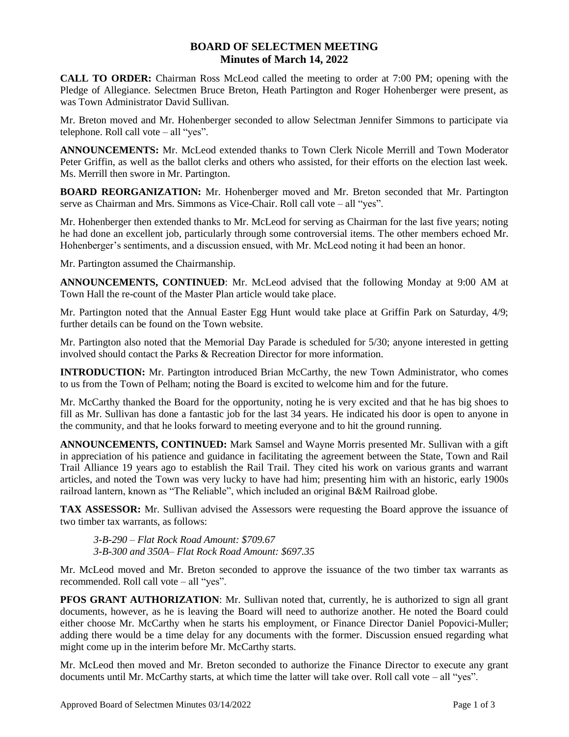# BOARD OF SELECTMEN MEETING
## Minutes of March 14, 2022

**CALL TO ORDER:** Chairman Ross McLeod called the meeting to order at 7:00 PM; opening with the Pledge of Allegiance. Selectmen Bruce Breton, Heath Partington and Roger Hohenberger were present, as was Town Administrator David Sullivan.

Mr. Breton moved and Mr. Hohenberger seconded to allow Selectman Jennifer Simmons to participate via telephone. Roll call vote – all "yes".

**ANNOUNCEMENTS:** Mr. McLeod extended thanks to Town Clerk Nicole Merrill and Town Moderator Peter Griffin, as well as the ballot clerks and others who assisted, for their efforts on the election last week. Ms. Merrill then swore in Mr. Partington.

**BOARD REORGANIZATION:** Mr. Hohenberger moved and Mr. Breton seconded that Mr. Partington serve as Chairman and Mrs. Simmons as Vice-Chair. Roll call vote – all "yes".

Mr. Hohenberger then extended thanks to Mr. McLeod for serving as Chairman for the last five years; noting he had done an excellent job, particularly through some controversial items. The other members echoed Mr. Hohenberger's sentiments, and a discussion ensued, with Mr. McLeod noting it had been an honor.

Mr. Partington assumed the Chairmanship.

**ANNOUNCEMENTS, CONTINUED**: Mr. McLeod advised that the following Monday at 9:00 AM at Town Hall the re-count of the Master Plan article would take place.

Mr. Partington noted that the Annual Easter Egg Hunt would take place at Griffin Park on Saturday, 4/9; further details can be found on the Town website.

Mr. Partington also noted that the Memorial Day Parade is scheduled for 5/30; anyone interested in getting involved should contact the Parks & Recreation Director for more information.

**INTRODUCTION:** Mr. Partington introduced Brian McCarthy, the new Town Administrator, who comes to us from the Town of Pelham; noting the Board is excited to welcome him and for the future.

Mr. McCarthy thanked the Board for the opportunity, noting he is very excited and that he has big shoes to fill as Mr. Sullivan has done a fantastic job for the last 34 years. He indicated his door is open to anyone in the community, and that he looks forward to meeting everyone and to hit the ground running.

**ANNOUNCEMENTS, CONTINUED:** Mark Samsel and Wayne Morris presented Mr. Sullivan with a gift in appreciation of his patience and guidance in facilitating the agreement between the State, Town and Rail Trail Alliance 19 years ago to establish the Rail Trail. They cited his work on various grants and warrant articles, and noted the Town was very lucky to have had him; presenting him with an historic, early 1900s railroad lantern, known as "The Reliable", which included an original B&M Railroad globe.

**TAX ASSESSOR:** Mr. Sullivan advised the Assessors were requesting the Board approve the issuance of two timber tax warrants, as follows:

*3-B-290 – Flat Rock Road Amount: $709.67*
*3-B-300 and 350A– Flat Rock Road Amount: $697.35*

Mr. McLeod moved and Mr. Breton seconded to approve the issuance of the two timber tax warrants as recommended. Roll call vote – all "yes".

**PFOS GRANT AUTHORIZATION**: Mr. Sullivan noted that, currently, he is authorized to sign all grant documents, however, as he is leaving the Board will need to authorize another. He noted the Board could either choose Mr. McCarthy when he starts his employment, or Finance Director Daniel Popovici-Muller; adding there would be a time delay for any documents with the former. Discussion ensued regarding what might come up in the interim before Mr. McCarthy starts.

Mr. McLeod then moved and Mr. Breton seconded to authorize the Finance Director to execute any grant documents until Mr. McCarthy starts, at which time the latter will take over. Roll call vote – all "yes".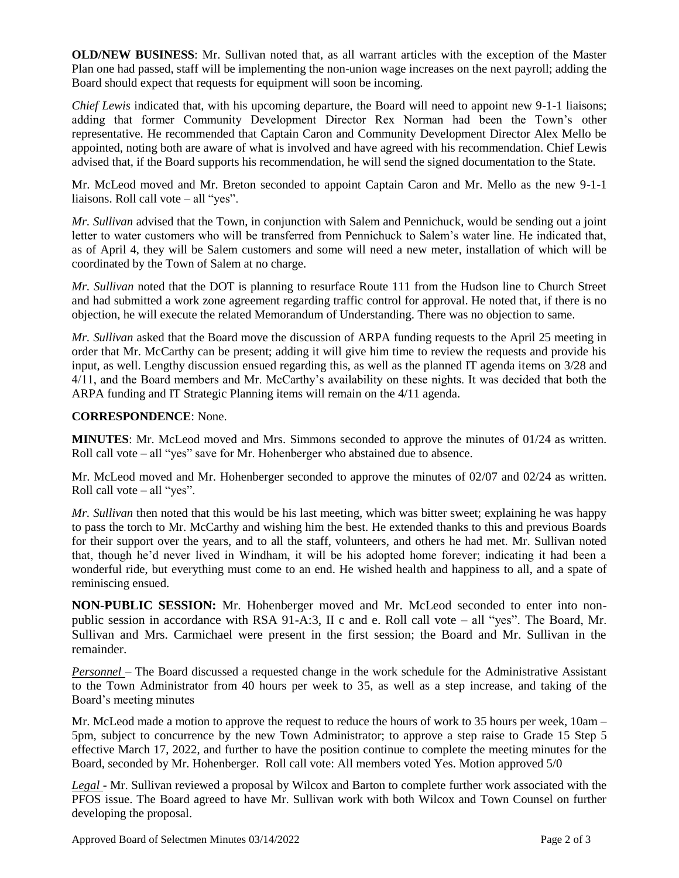**OLD/NEW BUSINESS**: Mr. Sullivan noted that, as all warrant articles with the exception of the Master Plan one had passed, staff will be implementing the non-union wage increases on the next payroll; adding the Board should expect that requests for equipment will soon be incoming.

*Chief Lewis* indicated that, with his upcoming departure, the Board will need to appoint new 9-1-1 liaisons; adding that former Community Development Director Rex Norman had been the Town's other representative. He recommended that Captain Caron and Community Development Director Alex Mello be appointed, noting both are aware of what is involved and have agreed with his recommendation. Chief Lewis advised that, if the Board supports his recommendation, he will send the signed documentation to the State.

Mr. McLeod moved and Mr. Breton seconded to appoint Captain Caron and Mr. Mello as the new 9-1-1 liaisons. Roll call vote – all "yes".

*Mr. Sullivan* advised that the Town, in conjunction with Salem and Pennichuck, would be sending out a joint letter to water customers who will be transferred from Pennichuck to Salem's water line. He indicated that, as of April 4, they will be Salem customers and some will need a new meter, installation of which will be coordinated by the Town of Salem at no charge.

*Mr. Sullivan* noted that the DOT is planning to resurface Route 111 from the Hudson line to Church Street and had submitted a work zone agreement regarding traffic control for approval. He noted that, if there is no objection, he will execute the related Memorandum of Understanding. There was no objection to same.

*Mr. Sullivan* asked that the Board move the discussion of ARPA funding requests to the April 25 meeting in order that Mr. McCarthy can be present; adding it will give him time to review the requests and provide his input, as well. Lengthy discussion ensued regarding this, as well as the planned IT agenda items on 3/28 and 4/11, and the Board members and Mr. McCarthy's availability on these nights. It was decided that both the ARPA funding and IT Strategic Planning items will remain on the 4/11 agenda.

**CORRESPONDENCE**: None.

**MINUTES**: Mr. McLeod moved and Mrs. Simmons seconded to approve the minutes of 01/24 as written. Roll call vote – all "yes" save for Mr. Hohenberger who abstained due to absence.

Mr. McLeod moved and Mr. Hohenberger seconded to approve the minutes of 02/07 and 02/24 as written. Roll call vote – all "yes".

*Mr. Sullivan* then noted that this would be his last meeting, which was bitter sweet; explaining he was happy to pass the torch to Mr. McCarthy and wishing him the best. He extended thanks to this and previous Boards for their support over the years, and to all the staff, volunteers, and others he had met. Mr. Sullivan noted that, though he'd never lived in Windham, it will be his adopted home forever; indicating it had been a wonderful ride, but everything must come to an end. He wished health and happiness to all, and a spate of reminiscing ensued.

**NON-PUBLIC SESSION:** Mr. Hohenberger moved and Mr. McLeod seconded to enter into non-public session in accordance with RSA 91-A:3, II c and e. Roll call vote – all "yes". The Board, Mr. Sullivan and Mrs. Carmichael were present in the first session; the Board and Mr. Sullivan in the remainder.

*Personnel* – The Board discussed a requested change in the work schedule for the Administrative Assistant to the Town Administrator from 40 hours per week to 35, as well as a step increase, and taking of the Board's meeting minutes

Mr. McLeod made a motion to approve the request to reduce the hours of work to 35 hours per week, 10am – 5pm, subject to concurrence by the new Town Administrator; to approve a step raise to Grade 15 Step 5 effective March 17, 2022, and further to have the position continue to complete the meeting minutes for the Board, seconded by Mr. Hohenberger. Roll call vote: All members voted Yes. Motion approved 5/0

*Legal* - Mr. Sullivan reviewed a proposal by Wilcox and Barton to complete further work associated with the PFOS issue. The Board agreed to have Mr. Sullivan work with both Wilcox and Town Counsel on further developing the proposal.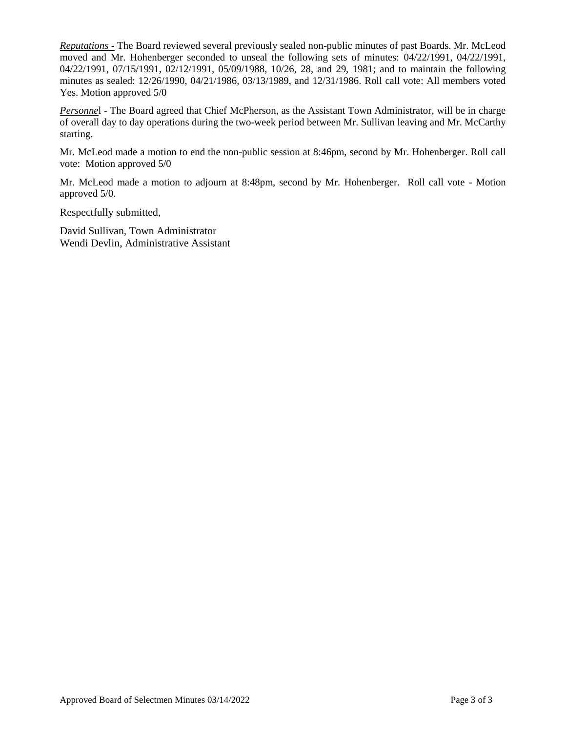*Reputations* - The Board reviewed several previously sealed non-public minutes of past Boards. Mr. McLeod moved and Mr. Hohenberger seconded to unseal the following sets of minutes: 04/22/1991, 04/22/1991, 04/22/1991, 07/15/1991, 02/12/1991, 05/09/1988, 10/26, 28, and 29, 1981; and to maintain the following minutes as sealed: 12/26/1990, 04/21/1986, 03/13/1989, and 12/31/1986. Roll call vote: All members voted Yes. Motion approved 5/0

*Personnel* - The Board agreed that Chief McPherson, as the Assistant Town Administrator, will be in charge of overall day to day operations during the two-week period between Mr. Sullivan leaving and Mr. McCarthy starting.

Mr. McLeod made a motion to end the non-public session at 8:46pm, second by Mr. Hohenberger. Roll call vote: Motion approved 5/0

Mr. McLeod made a motion to adjourn at 8:48pm, second by Mr. Hohenberger. Roll call vote - Motion approved 5/0.

Respectfully submitted,

David Sullivan, Town Administrator
Wendi Devlin, Administrative Assistant